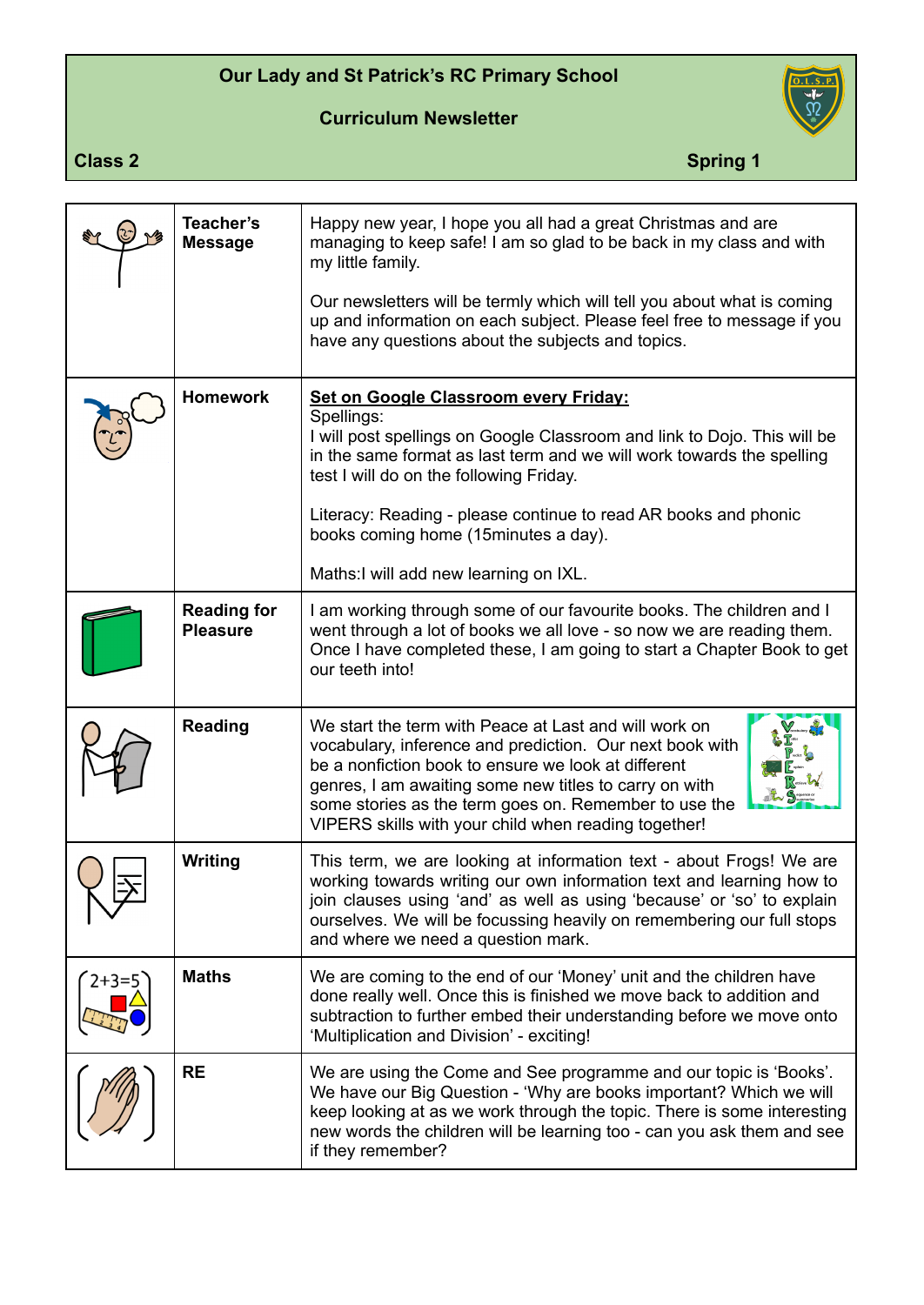# Our Lady and St Patrick's RC Primary School

## Curriculum Newsletter

**Class 2** **Spring 1**

| | | |
|---|---|---|
| | **Teacher's Message** | Happy new year, I hope you all had a great Christmas and are managing to keep safe! I am so glad to be back in my class and with my little family.<br><br>Our newsletters will be termly which will tell you about what is coming up and information on each subject. Please feel free to message if you have any questions about the subjects and topics. |
| | **Homework** | **Set on Google Classroom every Friday:**<br>Spellings:<br>I will post spellings on Google Classroom and link to Dojo. This will be in the same format as last term and we will work towards the spelling test I will do on the following Friday.<br><br>Literacy: Reading - please continue to read AR books and phonic books coming home (15minutes a day).<br><br>Maths:I will add new learning on IXL. |
| | **Reading for Pleasure** | I am working through some of our favourite books. The children and I went through a lot of books we all love - so now we are reading them. Once I have completed these, I am going to start a Chapter Book to get our teeth into! |
| | **Reading** | We start the term with Peace at Last and will work on vocabulary, inference and prediction. Our next book with be a nonfiction book to ensure we look at different genres, I am awaiting some new titles to carry on with some stories as the term goes on. Remember to use the VIPERS skills with your child when reading together! |
| | **Writing** | This term, we are looking at information text - about Frogs! We are working towards writing our own information text and learning how to join clauses using 'and' as well as using 'because' or 'so' to explain ourselves. We will be focussing heavily on remembering our full stops and where we need a question mark. |
| | **Maths** | We are coming to the end of our 'Money' unit and the children have done really well. Once this is finished we move back to addition and subtraction to further embed their understanding before we move onto 'Multiplication and Division' - exciting! |
| | **RE** | We are using the Come and See programme and our topic is 'Books'. We have our Big Question - 'Why are books important? Which we will keep looking at as we work through the topic. There is some interesting new words the children will be learning too - can you ask them and see if they remember? |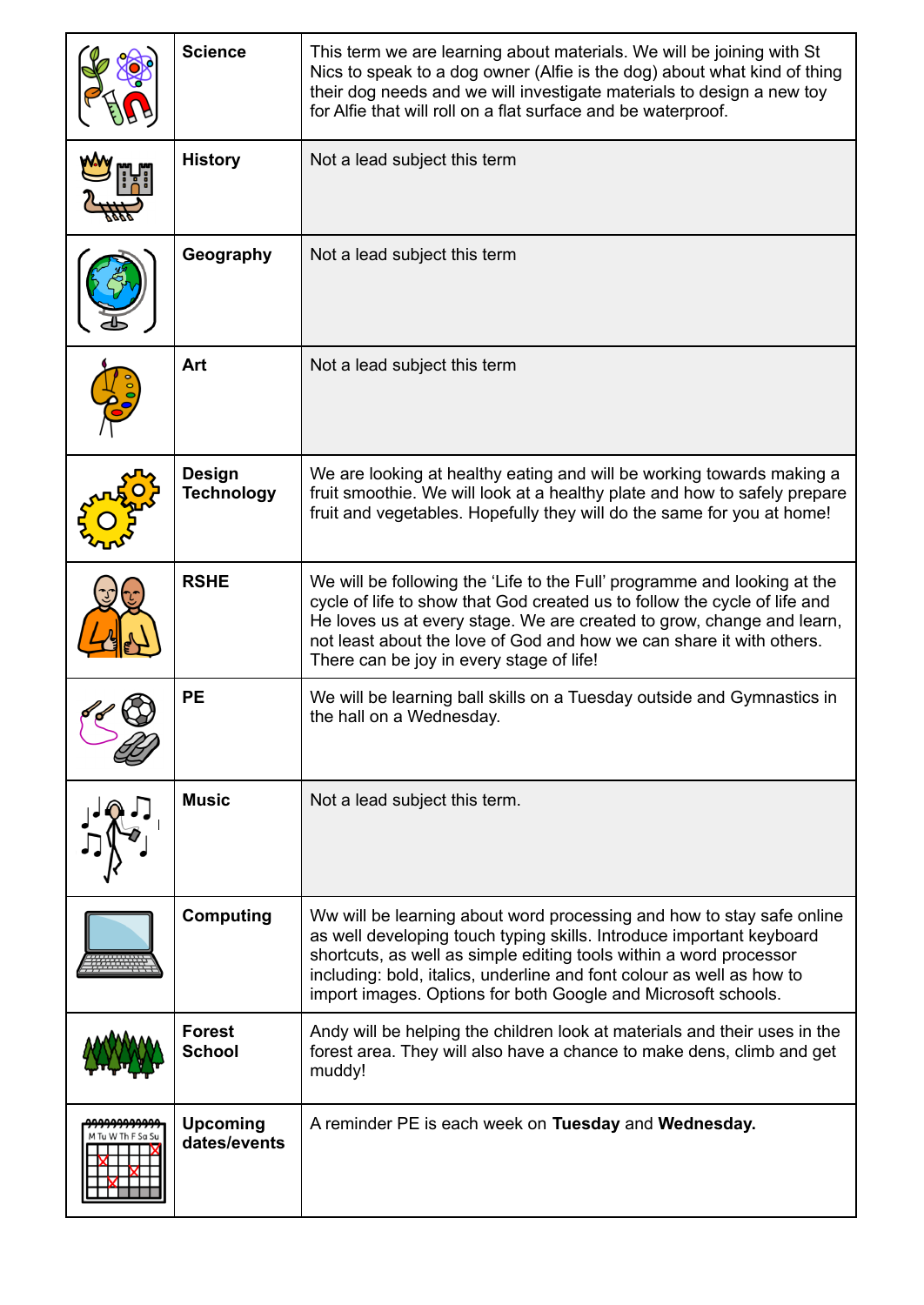|  | Subject | Details |
|---|---|---|
|  | **Science** | This term we are learning about materials. We will be joining with St Nics to speak to a dog owner (Alfie is the dog) about what kind of thing their dog needs and we will investigate materials to design a new toy for Alfie that will roll on a flat surface and be waterproof. |
|  | **History** | Not a lead subject this term |
|  | **Geography** | Not a lead subject this term |
|  | **Art** | Not a lead subject this term |
|  | **Design Technology** | We are looking at healthy eating and will be working towards making a fruit smoothie. We will look at a healthy plate and how to safely prepare fruit and vegetables. Hopefully they will do the same for you at home! |
|  | **RSHE** | We will be following the 'Life to the Full' programme and looking at the cycle of life to show that God created us to follow the cycle of life and He loves us at every stage. We are created to grow, change and learn, not least about the love of God and how we can share it with others. There can be joy in every stage of life! |
|  | **PE** | We will be learning ball skills on a Tuesday outside and Gymnastics in the hall on a Wednesday. |
|  | **Music** | Not a lead subject this term. |
|  | **Computing** | Ww will be learning about word processing and how to stay safe online as well developing touch typing skills. Introduce important keyboard shortcuts, as well as simple editing tools within a word processor including: bold, italics, underline and font colour as well as how to import images. Options for both Google and Microsoft schools. |
|  | **Forest School** | Andy will be helping the children look at materials and their uses in the forest area. They will also have a chance to make dens, climb and get muddy! |
|  | **Upcoming dates/events** | A reminder PE is each week on **Tuesday** and **Wednesday.** |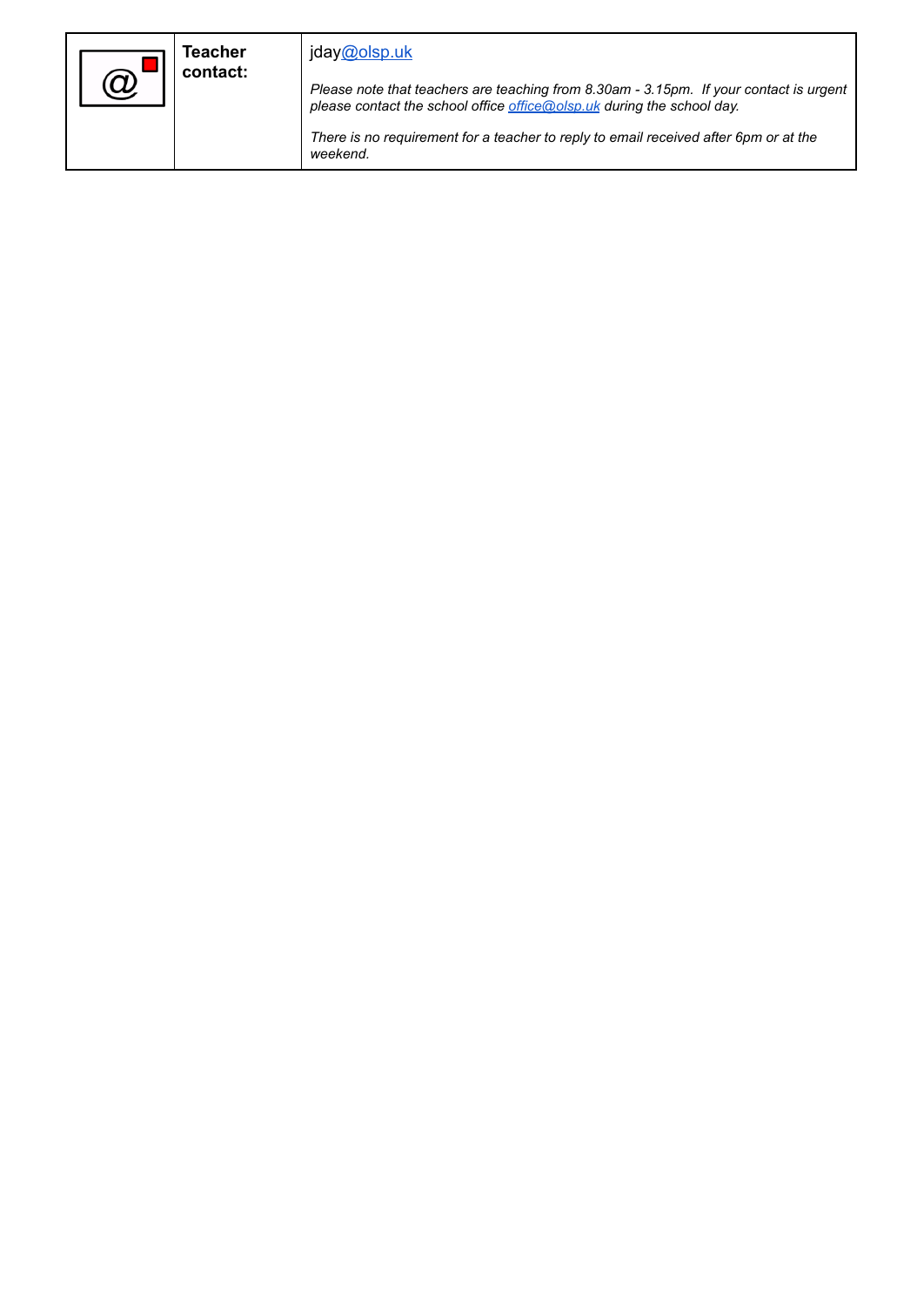| | | |
|---|---|---|
| @ | **Teacher contact:** | jday@olsp.uk<br><br>*Please note that teachers are teaching from 8.30am - 3.15pm. If your contact is urgent please contact the school office office@olsp.uk during the school day.*<br><br>*There is no requirement for a teacher to reply to email received after 6pm or at the weekend.* |